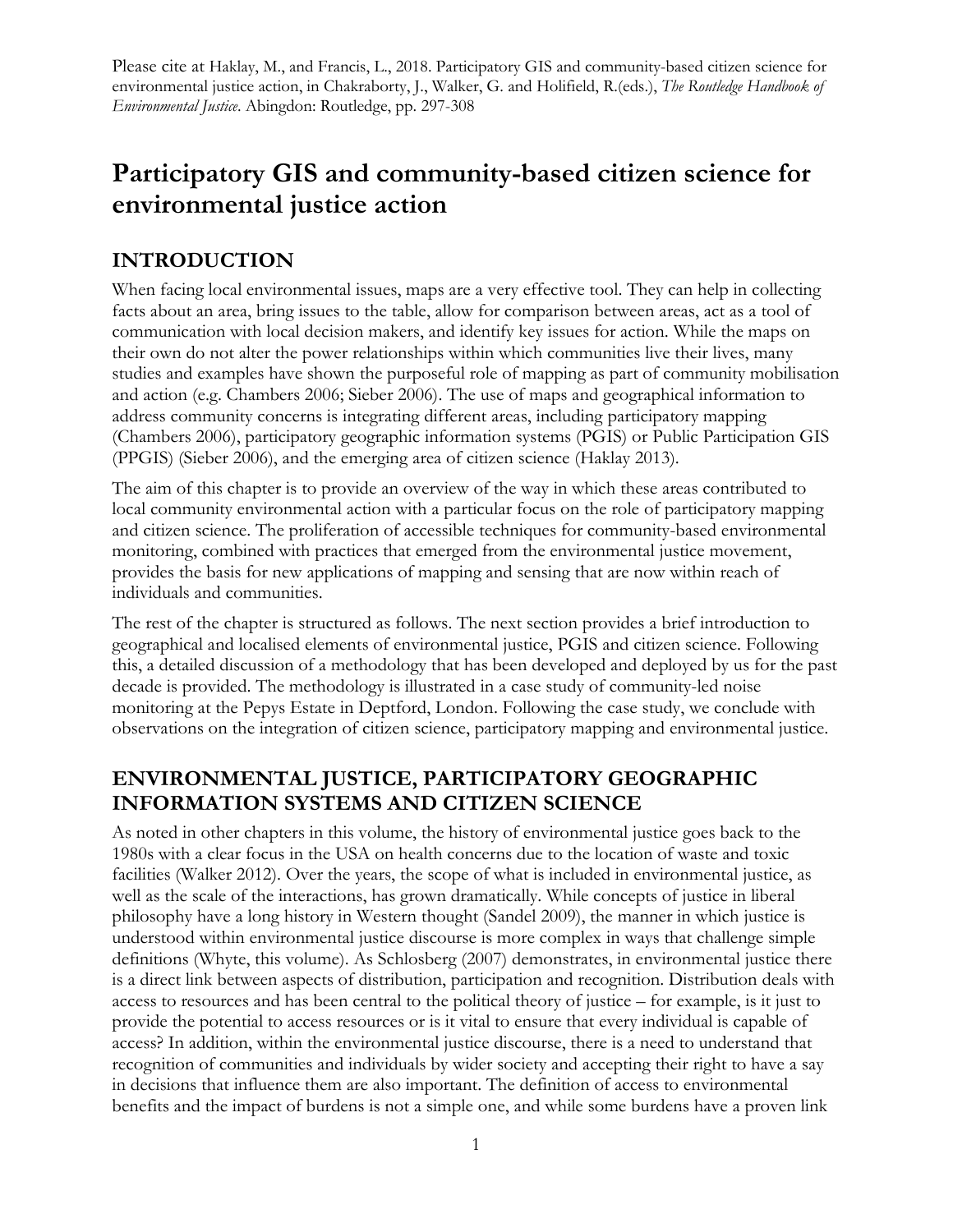Please cite at Haklay, M., and Francis, L., 2018. Participatory GIS and community-based citizen science for environmental justice action, in Chakraborty, J., Walker, G. and Holifield, R.(eds.), *The Routledge Handbook of Environmental Justice*. Abingdon: Routledge, pp. 297-308

# Participatory GIS and community-based citizen science for environmental justice action

## INTRODUCTION

When facing local environmental issues, maps are a very effective tool. They can help in collecting facts about an area, bring issues to the table, allow for comparison between areas, act as a tool of communication with local decision makers, and identify key issues for action. While the maps on their own do not alter the power relationships within which communities live their lives, many studies and examples have shown the purposeful role of mapping as part of community mobilisation and action (e.g. Chambers 2006; Sieber 2006). The use of maps and geographical information to address community concerns is integrating different areas, including participatory mapping (Chambers 2006), participatory geographic information systems (PGIS) or Public Participation GIS (PPGIS) (Sieber 2006), and the emerging area of citizen science (Haklay 2013).

The aim of this chapter is to provide an overview of the way in which these areas contributed to local community environmental action with a particular focus on the role of participatory mapping and citizen science. The proliferation of accessible techniques for community-based environmental monitoring, combined with practices that emerged from the environmental justice movement, provides the basis for new applications of mapping and sensing that are now within reach of individuals and communities.

The rest of the chapter is structured as follows. The next section provides a brief introduction to geographical and localised elements of environmental justice, PGIS and citizen science. Following this, a detailed discussion of a methodology that has been developed and deployed by us for the past decade is provided. The methodology is illustrated in a case study of community-led noise monitoring at the Pepys Estate in Deptford, London. Following the case study, we conclude with observations on the integration of citizen science, participatory mapping and environmental justice.

## ENVIRONMENTAL JUSTICE, PARTICIPATORY GEOGRAPHIC INFORMATION SYSTEMS AND CITIZEN SCIENCE

As noted in other chapters in this volume, the history of environmental justice goes back to the 1980s with a clear focus in the USA on health concerns due to the location of waste and toxic facilities (Walker 2012). Over the years, the scope of what is included in environmental justice, as well as the scale of the interactions, has grown dramatically. While concepts of justice in liberal philosophy have a long history in Western thought (Sandel 2009), the manner in which justice is understood within environmental justice discourse is more complex in ways that challenge simple definitions (Whyte, this volume). As Schlosberg (2007) demonstrates, in environmental justice there is a direct link between aspects of distribution, participation and recognition. Distribution deals with access to resources and has been central to the political theory of justice – for example, is it just to provide the potential to access resources or is it vital to ensure that every individual is capable of access? In addition, within the environmental justice discourse, there is a need to understand that recognition of communities and individuals by wider society and accepting their right to have a say in decisions that influence them are also important. The definition of access to environmental benefits and the impact of burdens is not a simple one, and while some burdens have a proven link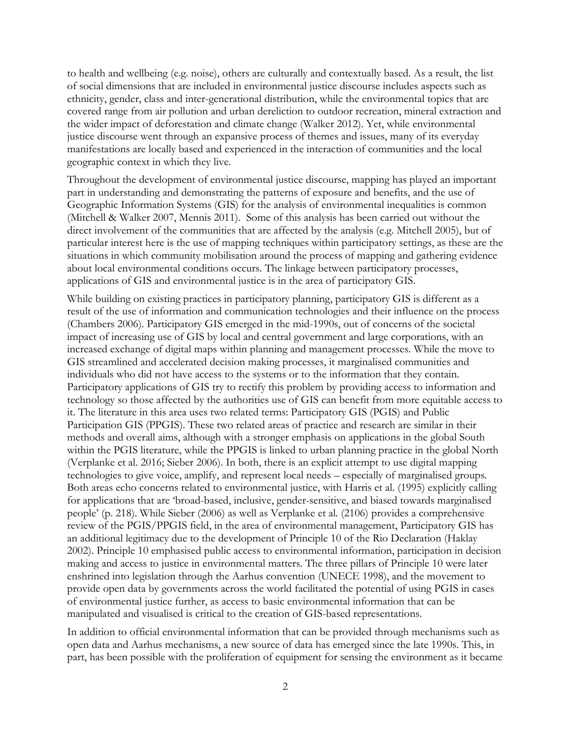to health and wellbeing (e.g. noise), others are culturally and contextually based. As a result, the list of social dimensions that are included in environmental justice discourse includes aspects such as ethnicity, gender, class and inter-generational distribution, while the environmental topics that are covered range from air pollution and urban dereliction to outdoor recreation, mineral extraction and the wider impact of deforestation and climate change (Walker 2012). Yet, while environmental justice discourse went through an expansive process of themes and issues, many of its everyday manifestations are locally based and experienced in the interaction of communities and the local geographic context in which they live.

Throughout the development of environmental justice discourse, mapping has played an important part in understanding and demonstrating the patterns of exposure and benefits, and the use of Geographic Information Systems (GIS) for the analysis of environmental inequalities is common (Mitchell & Walker 2007, Mennis 2011). Some of this analysis has been carried out without the direct involvement of the communities that are affected by the analysis (e.g. Mitchell 2005), but of particular interest here is the use of mapping techniques within participatory settings, as these are the situations in which community mobilisation around the process of mapping and gathering evidence about local environmental conditions occurs. The linkage between participatory processes, applications of GIS and environmental justice is in the area of participatory GIS.

While building on existing practices in participatory planning, participatory GIS is different as a result of the use of information and communication technologies and their influence on the process (Chambers 2006). Participatory GIS emerged in the mid-1990s, out of concerns of the societal impact of increasing use of GIS by local and central government and large corporations, with an increased exchange of digital maps within planning and management processes. While the move to GIS streamlined and accelerated decision making processes, it marginalised communities and individuals who did not have access to the systems or to the information that they contain. Participatory applications of GIS try to rectify this problem by providing access to information and technology so those affected by the authorities use of GIS can benefit from more equitable access to it. The literature in this area uses two related terms: Participatory GIS (PGIS) and Public Participation GIS (PPGIS). These two related areas of practice and research are similar in their methods and overall aims, although with a stronger emphasis on applications in the global South within the PGIS literature, while the PPGIS is linked to urban planning practice in the global North (Verplanke et al. 2016; Sieber 2006). In both, there is an explicit attempt to use digital mapping technologies to give voice, amplify, and represent local needs – especially of marginalised groups. Both areas echo concerns related to environmental justice, with Harris et al. (1995) explicitly calling for applications that are 'broad-based, inclusive, gender-sensitive, and biased towards marginalised people' (p. 218). While Sieber (2006) as well as Verplanke et al. (2106) provides a comprehensive review of the PGIS/PPGIS field, in the area of environmental management, Participatory GIS has an additional legitimacy due to the development of Principle 10 of the Rio Declaration (Haklay 2002). Principle 10 emphasised public access to environmental information, participation in decision making and access to justice in environmental matters. The three pillars of Principle 10 were later enshrined into legislation through the Aarhus convention (UNECE 1998), and the movement to provide open data by governments across the world facilitated the potential of using PGIS in cases of environmental justice further, as access to basic environmental information that can be manipulated and visualised is critical to the creation of GIS-based representations.

In addition to official environmental information that can be provided through mechanisms such as open data and Aarhus mechanisms, a new source of data has emerged since the late 1990s. This, in part, has been possible with the proliferation of equipment for sensing the environment as it became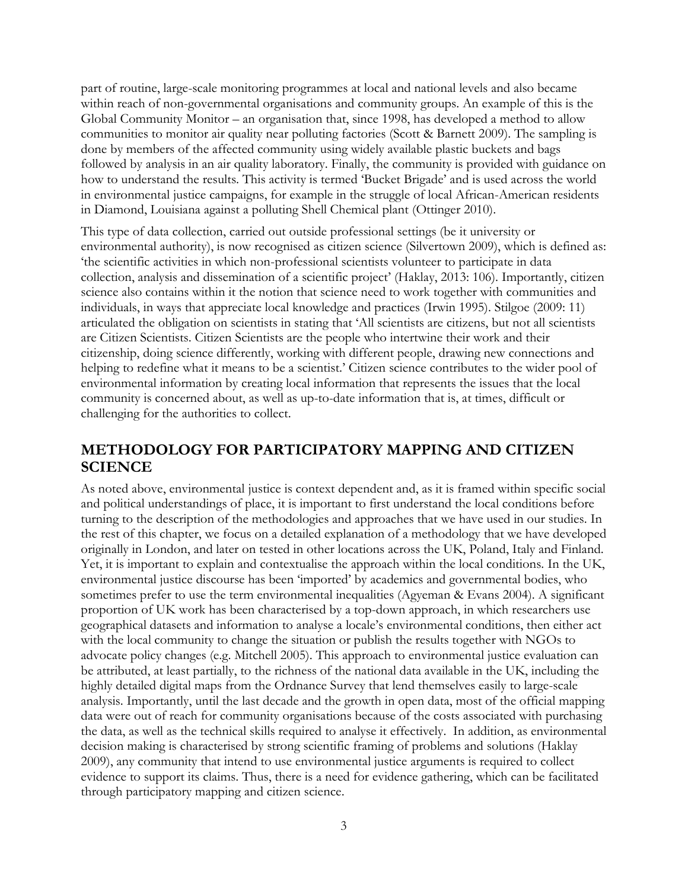part of routine, large-scale monitoring programmes at local and national levels and also became within reach of non-governmental organisations and community groups. An example of this is the Global Community Monitor – an organisation that, since 1998, has developed a method to allow communities to monitor air quality near polluting factories (Scott & Barnett 2009). The sampling is done by members of the affected community using widely available plastic buckets and bags followed by analysis in an air quality laboratory. Finally, the community is provided with guidance on how to understand the results. This activity is termed 'Bucket Brigade' and is used across the world in environmental justice campaigns, for example in the struggle of local African-American residents in Diamond, Louisiana against a polluting Shell Chemical plant (Ottinger 2010).

This type of data collection, carried out outside professional settings (be it university or environmental authority), is now recognised as citizen science (Silvertown 2009), which is defined as: 'the scientific activities in which non-professional scientists volunteer to participate in data collection, analysis and dissemination of a scientific project' (Haklay, 2013: 106). Importantly, citizen science also contains within it the notion that science need to work together with communities and individuals, in ways that appreciate local knowledge and practices (Irwin 1995). Stilgoe (2009: 11) articulated the obligation on scientists in stating that 'All scientists are citizens, but not all scientists are Citizen Scientists. Citizen Scientists are the people who intertwine their work and their citizenship, doing science differently, working with different people, drawing new connections and helping to redefine what it means to be a scientist.' Citizen science contributes to the wider pool of environmental information by creating local information that represents the issues that the local community is concerned about, as well as up-to-date information that is, at times, difficult or challenging for the authorities to collect.

## METHODOLOGY FOR PARTICIPATORY MAPPING AND CITIZEN SCIENCE

As noted above, environmental justice is context dependent and, as it is framed within specific social and political understandings of place, it is important to first understand the local conditions before turning to the description of the methodologies and approaches that we have used in our studies. In the rest of this chapter, we focus on a detailed explanation of a methodology that we have developed originally in London, and later on tested in other locations across the UK, Poland, Italy and Finland. Yet, it is important to explain and contextualise the approach within the local conditions. In the UK, environmental justice discourse has been 'imported' by academics and governmental bodies, who sometimes prefer to use the term environmental inequalities (Agyeman & Evans 2004). A significant proportion of UK work has been characterised by a top-down approach, in which researchers use geographical datasets and information to analyse a locale's environmental conditions, then either act with the local community to change the situation or publish the results together with NGOs to advocate policy changes (e.g. Mitchell 2005). This approach to environmental justice evaluation can be attributed, at least partially, to the richness of the national data available in the UK, including the highly detailed digital maps from the Ordnance Survey that lend themselves easily to large-scale analysis. Importantly, until the last decade and the growth in open data, most of the official mapping data were out of reach for community organisations because of the costs associated with purchasing the data, as well as the technical skills required to analyse it effectively. In addition, as environmental decision making is characterised by strong scientific framing of problems and solutions (Haklay 2009), any community that intend to use environmental justice arguments is required to collect evidence to support its claims. Thus, there is a need for evidence gathering, which can be facilitated through participatory mapping and citizen science.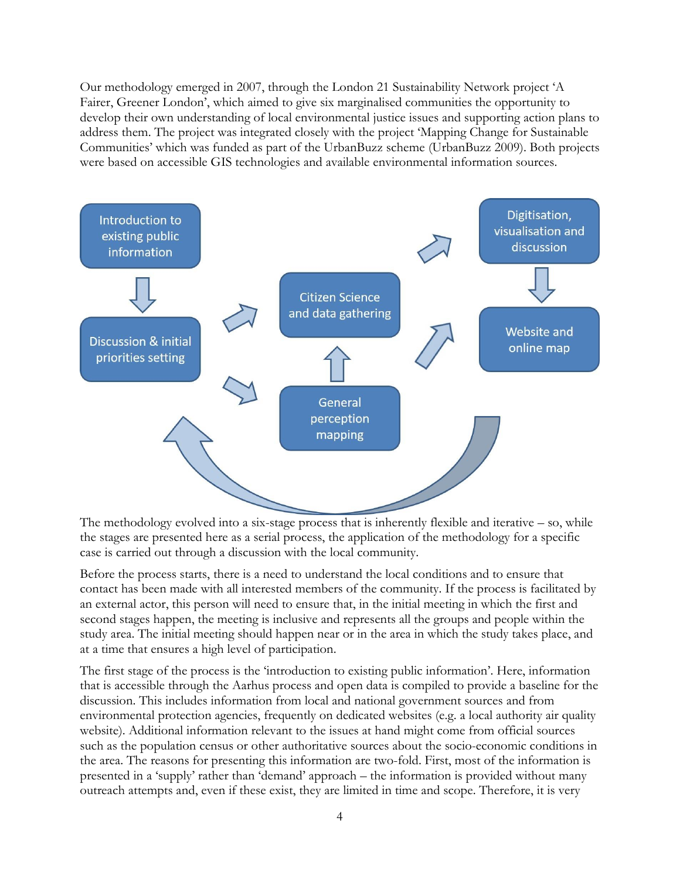Our methodology emerged in 2007, through the London 21 Sustainability Network project 'A Fairer, Greener London', which aimed to give six marginalised communities the opportunity to develop their own understanding of local environmental justice issues and supporting action plans to address them. The project was integrated closely with the project 'Mapping Change for Sustainable Communities' which was funded as part of the UrbanBuzz scheme (UrbanBuzz 2009). Both projects were based on accessible GIS technologies and available environmental information sources.

Introduction to existing public information

Discussion & initial priorities setting

Citizen Science and data gathering

General perception mapping

Digitisation, visualisation and discussion

Website and online map

The methodology evolved into a six-stage process that is inherently flexible and iterative – so, while the stages are presented here as a serial process, the application of the methodology for a specific case is carried out through a discussion with the local community.

Before the process starts, there is a need to understand the local conditions and to ensure that contact has been made with all interested members of the community. If the process is facilitated by an external actor, this person will need to ensure that, in the initial meeting in which the first and second stages happen, the meeting is inclusive and represents all the groups and people within the study area. The initial meeting should happen near or in the area in which the study takes place, and at a time that ensures a high level of participation.

The first stage of the process is the 'introduction to existing public information'. Here, information that is accessible through the Aarhus process and open data is compiled to provide a baseline for the discussion. This includes information from local and national government sources and from environmental protection agencies, frequently on dedicated websites (e.g. a local authority air quality website). Additional information relevant to the issues at hand might come from official sources such as the population census or other authoritative sources about the socio-economic conditions in the area. The reasons for presenting this information are two-fold. First, most of the information is presented in a 'supply' rather than 'demand' approach – the information is provided without many outreach attempts and, even if these exist, they are limited in time and scope. Therefore, it is very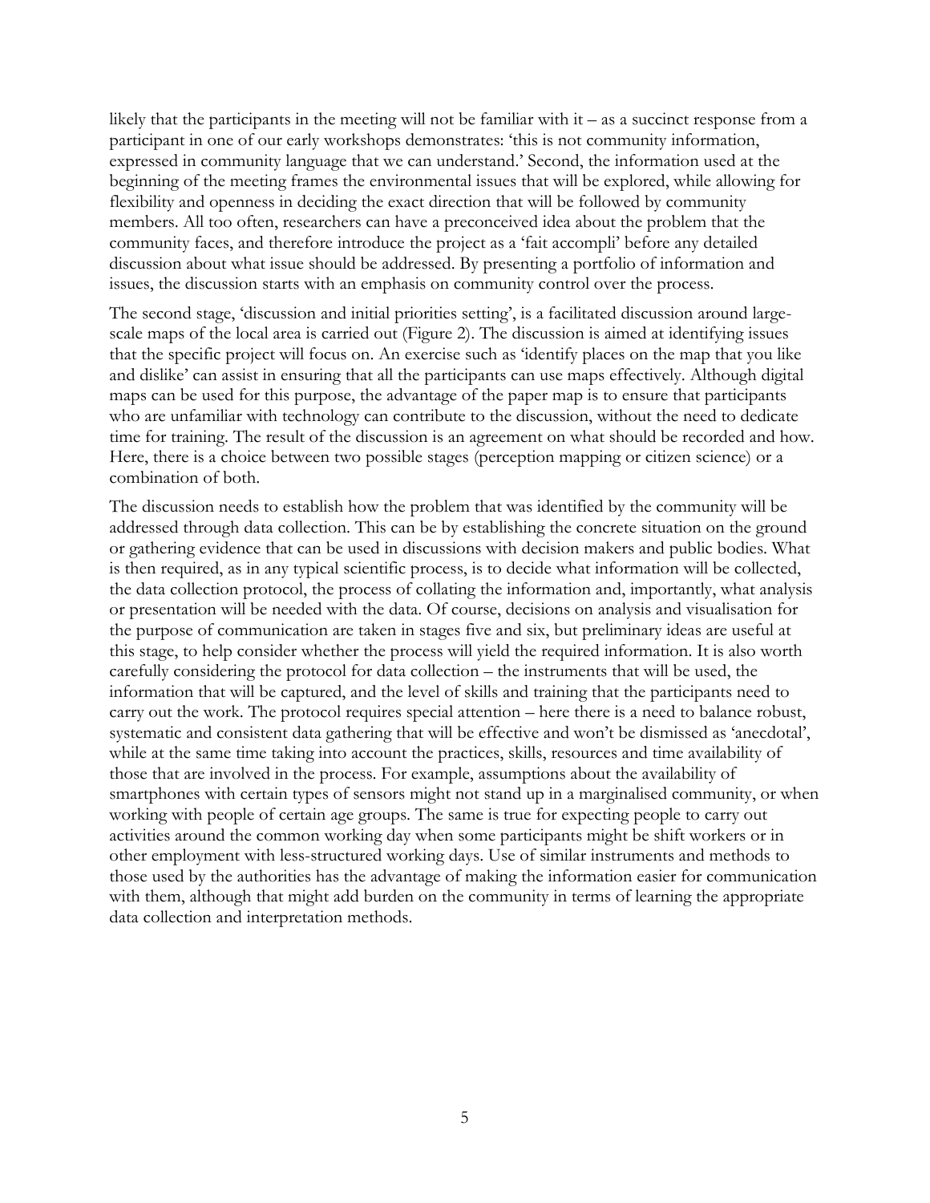likely that the participants in the meeting will not be familiar with it – as a succinct response from a participant in one of our early workshops demonstrates: 'this is not community information, expressed in community language that we can understand.' Second, the information used at the beginning of the meeting frames the environmental issues that will be explored, while allowing for flexibility and openness in deciding the exact direction that will be followed by community members. All too often, researchers can have a preconceived idea about the problem that the community faces, and therefore introduce the project as a 'fait accompli' before any detailed discussion about what issue should be addressed. By presenting a portfolio of information and issues, the discussion starts with an emphasis on community control over the process.

The second stage, 'discussion and initial priorities setting', is a facilitated discussion around large-scale maps of the local area is carried out (Figure 2). The discussion is aimed at identifying issues that the specific project will focus on. An exercise such as 'identify places on the map that you like and dislike' can assist in ensuring that all the participants can use maps effectively. Although digital maps can be used for this purpose, the advantage of the paper map is to ensure that participants who are unfamiliar with technology can contribute to the discussion, without the need to dedicate time for training. The result of the discussion is an agreement on what should be recorded and how. Here, there is a choice between two possible stages (perception mapping or citizen science) or a combination of both.

The discussion needs to establish how the problem that was identified by the community will be addressed through data collection. This can be by establishing the concrete situation on the ground or gathering evidence that can be used in discussions with decision makers and public bodies. What is then required, as in any typical scientific process, is to decide what information will be collected, the data collection protocol, the process of collating the information and, importantly, what analysis or presentation will be needed with the data. Of course, decisions on analysis and visualisation for the purpose of communication are taken in stages five and six, but preliminary ideas are useful at this stage, to help consider whether the process will yield the required information. It is also worth carefully considering the protocol for data collection – the instruments that will be used, the information that will be captured, and the level of skills and training that the participants need to carry out the work. The protocol requires special attention – here there is a need to balance robust, systematic and consistent data gathering that will be effective and won't be dismissed as 'anecdotal', while at the same time taking into account the practices, skills, resources and time availability of those that are involved in the process. For example, assumptions about the availability of smartphones with certain types of sensors might not stand up in a marginalised community, or when working with people of certain age groups. The same is true for expecting people to carry out activities around the common working day when some participants might be shift workers or in other employment with less-structured working days. Use of similar instruments and methods to those used by the authorities has the advantage of making the information easier for communication with them, although that might add burden on the community in terms of learning the appropriate data collection and interpretation methods.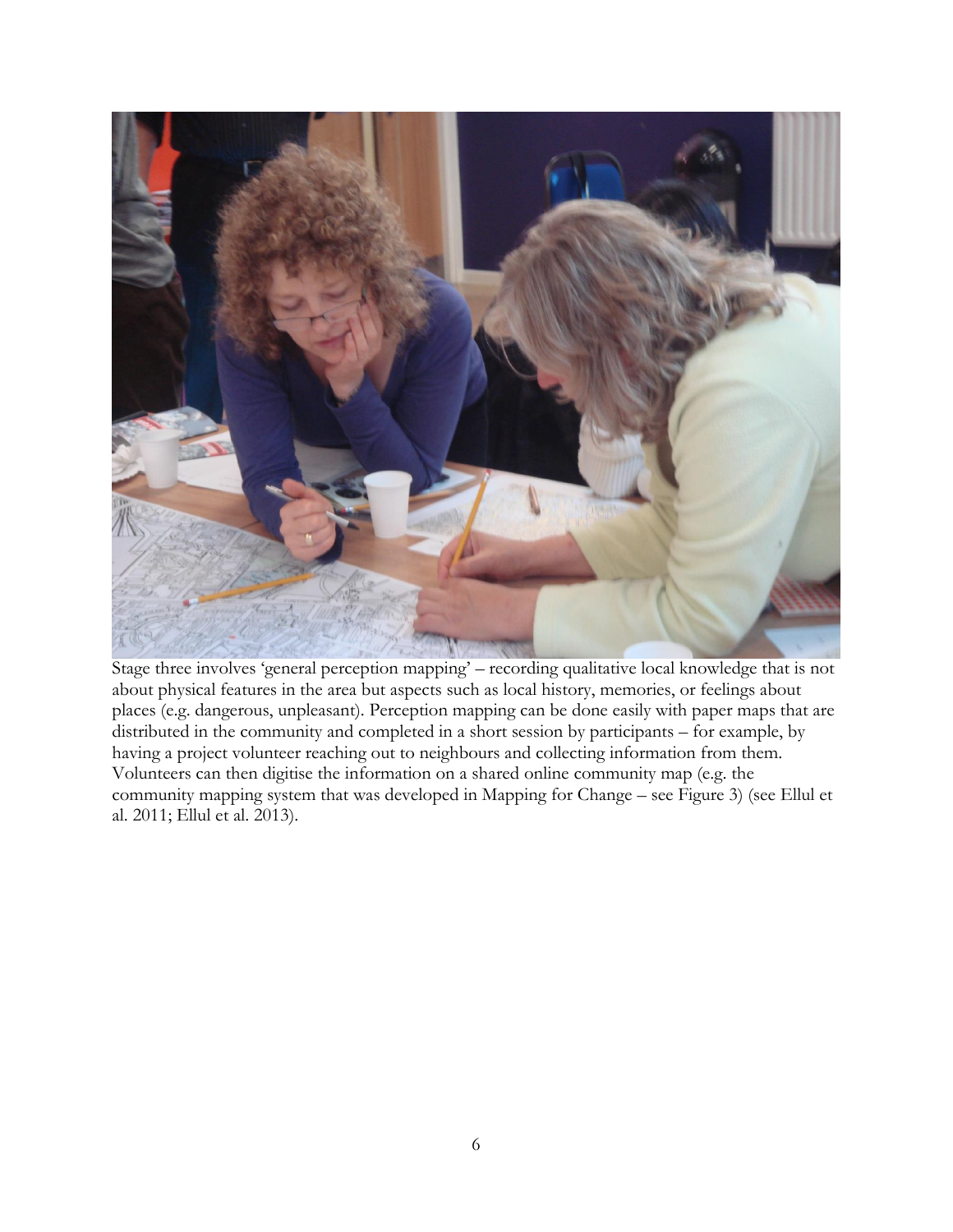Stage three involves 'general perception mapping' – recording qualitative local knowledge that is not about physical features in the area but aspects such as local history, memories, or feelings about places (e.g. dangerous, unpleasant). Perception mapping can be done easily with paper maps that are distributed in the community and completed in a short session by participants – for example, by having a project volunteer reaching out to neighbours and collecting information from them. Volunteers can then digitise the information on a shared online community map (e.g. the community mapping system that was developed in Mapping for Change – see Figure 3) (see Ellul et al. 2011; Ellul et al. 2013).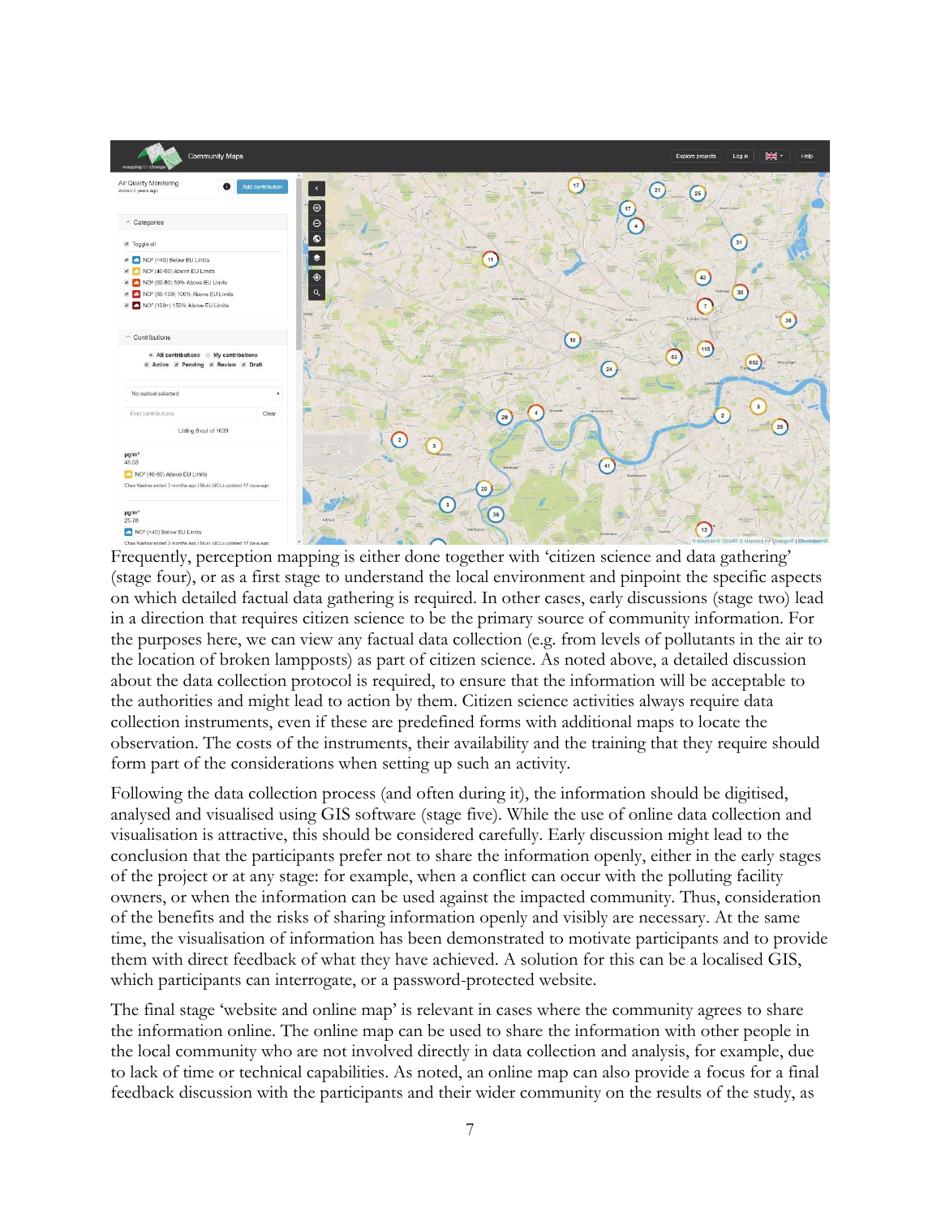Frequently, perception mapping is either done together with 'citizen science and data gathering' (stage four), or as a first stage to understand the local environment and pinpoint the specific aspects on which detailed factual data gathering is required. In other cases, early discussions (stage two) lead in a direction that requires citizen science to be the primary source of community information. For the purposes here, we can view any factual data collection (e.g. from levels of pollutants in the air to the location of broken lampposts) as part of citizen science. As noted above, a detailed discussion about the data collection protocol is required, to ensure that the information will be acceptable to the authorities and might lead to action by them. Citizen science activities always require data collection instruments, even if these are predefined forms with additional maps to locate the observation. The costs of the instruments, their availability and the training that they require should form part of the considerations when setting up such an activity.

Following the data collection process (and often during it), the information should be digitised, analysed and visualised using GIS software (stage five). While the use of online data collection and visualisation is attractive, this should be considered carefully. Early discussion might lead to the conclusion that the participants prefer not to share the information openly, either in the early stages of the project or at any stage: for example, when a conflict can occur with the polluting facility owners, or when the information can be used against the impacted community. Thus, consideration of the benefits and the risks of sharing information openly and visibly are necessary. At the same time, the visualisation of information has been demonstrated to motivate participants and to provide them with direct feedback of what they have achieved. A solution for this can be a localised GIS, which participants can interrogate, or a password-protected website.

The final stage 'website and online map' is relevant in cases where the community agrees to share the information online. The online map can be used to share the information with other people in the local community who are not involved directly in data collection and analysis, for example, due to lack of time or technical capabilities. As noted, an online map can also provide a focus for a final feedback discussion with the participants and their wider community on the results of the study, as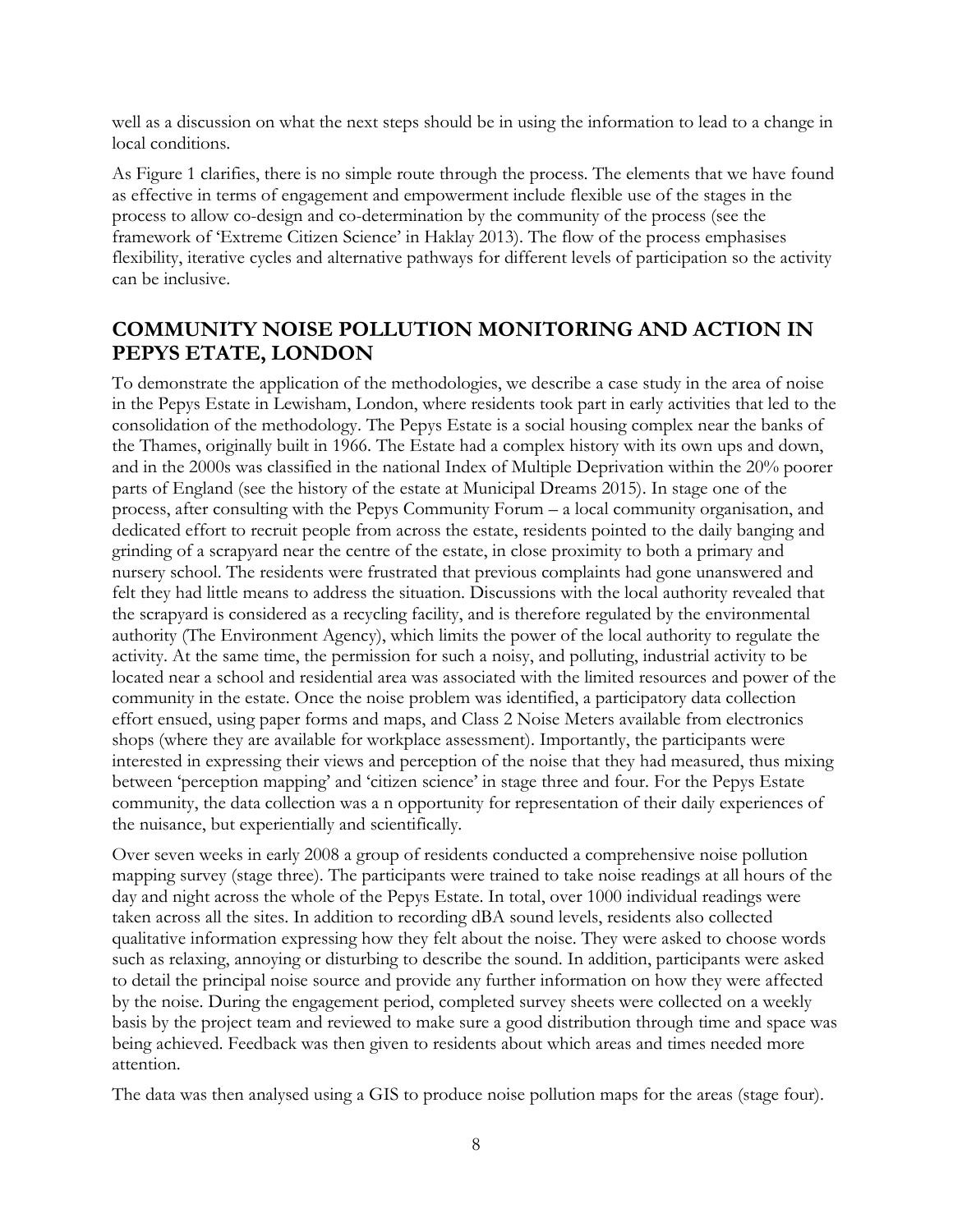well as a discussion on what the next steps should be in using the information to lead to a change in local conditions.

As Figure 1 clarifies, there is no simple route through the process. The elements that we have found as effective in terms of engagement and empowerment include flexible use of the stages in the process to allow co-design and co-determination by the community of the process (see the framework of 'Extreme Citizen Science' in Haklay 2013). The flow of the process emphasises flexibility, iterative cycles and alternative pathways for different levels of participation so the activity can be inclusive.

## COMMUNITY NOISE POLLUTION MONITORING AND ACTION IN PEPYS ETATE, LONDON

To demonstrate the application of the methodologies, we describe a case study in the area of noise in the Pepys Estate in Lewisham, London, where residents took part in early activities that led to the consolidation of the methodology. The Pepys Estate is a social housing complex near the banks of the Thames, originally built in 1966. The Estate had a complex history with its own ups and down, and in the 2000s was classified in the national Index of Multiple Deprivation within the 20% poorer parts of England (see the history of the estate at Municipal Dreams 2015). In stage one of the process, after consulting with the Pepys Community Forum – a local community organisation, and dedicated effort to recruit people from across the estate, residents pointed to the daily banging and grinding of a scrapyard near the centre of the estate, in close proximity to both a primary and nursery school. The residents were frustrated that previous complaints had gone unanswered and felt they had little means to address the situation. Discussions with the local authority revealed that the scrapyard is considered as a recycling facility, and is therefore regulated by the environmental authority (The Environment Agency), which limits the power of the local authority to regulate the activity. At the same time, the permission for such a noisy, and polluting, industrial activity to be located near a school and residential area was associated with the limited resources and power of the community in the estate. Once the noise problem was identified, a participatory data collection effort ensued, using paper forms and maps, and Class 2 Noise Meters available from electronics shops (where they are available for workplace assessment). Importantly, the participants were interested in expressing their views and perception of the noise that they had measured, thus mixing between 'perception mapping' and 'citizen science' in stage three and four. For the Pepys Estate community, the data collection was a n opportunity for representation of their daily experiences of the nuisance, but experientially and scientifically.

Over seven weeks in early 2008 a group of residents conducted a comprehensive noise pollution mapping survey (stage three). The participants were trained to take noise readings at all hours of the day and night across the whole of the Pepys Estate. In total, over 1000 individual readings were taken across all the sites. In addition to recording dBA sound levels, residents also collected qualitative information expressing how they felt about the noise. They were asked to choose words such as relaxing, annoying or disturbing to describe the sound. In addition, participants were asked to detail the principal noise source and provide any further information on how they were affected by the noise. During the engagement period, completed survey sheets were collected on a weekly basis by the project team and reviewed to make sure a good distribution through time and space was being achieved. Feedback was then given to residents about which areas and times needed more attention.

The data was then analysed using a GIS to produce noise pollution maps for the areas (stage four).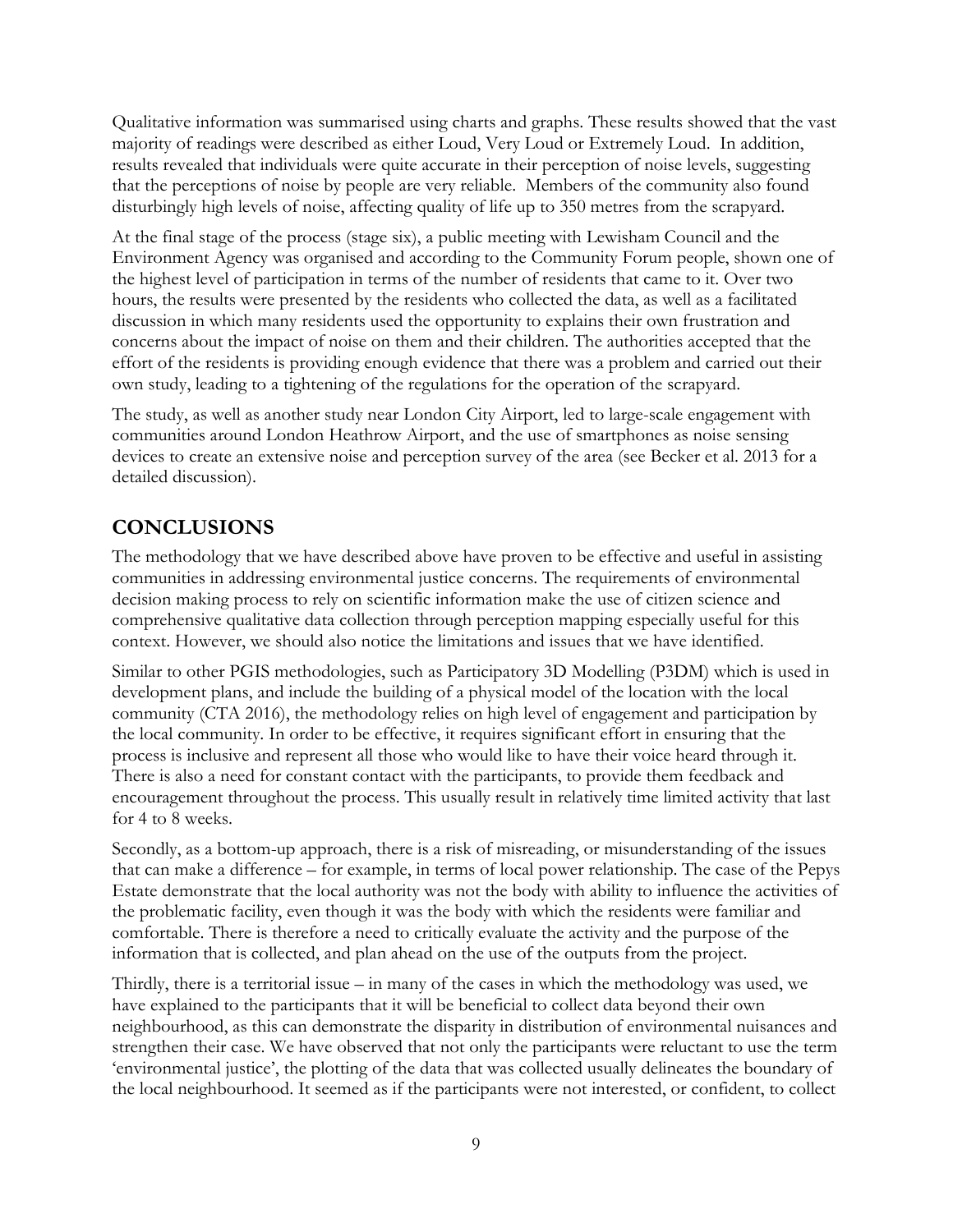Qualitative information was summarised using charts and graphs. These results showed that the vast majority of readings were described as either Loud, Very Loud or Extremely Loud. In addition, results revealed that individuals were quite accurate in their perception of noise levels, suggesting that the perceptions of noise by people are very reliable. Members of the community also found disturbingly high levels of noise, affecting quality of life up to 350 metres from the scrapyard.

At the final stage of the process (stage six), a public meeting with Lewisham Council and the Environment Agency was organised and according to the Community Forum people, shown one of the highest level of participation in terms of the number of residents that came to it. Over two hours, the results were presented by the residents who collected the data, as well as a facilitated discussion in which many residents used the opportunity to explains their own frustration and concerns about the impact of noise on them and their children. The authorities accepted that the effort of the residents is providing enough evidence that there was a problem and carried out their own study, leading to a tightening of the regulations for the operation of the scrapyard.

The study, as well as another study near London City Airport, led to large-scale engagement with communities around London Heathrow Airport, and the use of smartphones as noise sensing devices to create an extensive noise and perception survey of the area (see Becker et al. 2013 for a detailed discussion).

## CONCLUSIONS

The methodology that we have described above have proven to be effective and useful in assisting communities in addressing environmental justice concerns. The requirements of environmental decision making process to rely on scientific information make the use of citizen science and comprehensive qualitative data collection through perception mapping especially useful for this context. However, we should also notice the limitations and issues that we have identified.

Similar to other PGIS methodologies, such as Participatory 3D Modelling (P3DM) which is used in development plans, and include the building of a physical model of the location with the local community (CTA 2016), the methodology relies on high level of engagement and participation by the local community. In order to be effective, it requires significant effort in ensuring that the process is inclusive and represent all those who would like to have their voice heard through it. There is also a need for constant contact with the participants, to provide them feedback and encouragement throughout the process. This usually result in relatively time limited activity that last for 4 to 8 weeks.

Secondly, as a bottom-up approach, there is a risk of misreading, or misunderstanding of the issues that can make a difference – for example, in terms of local power relationship. The case of the Pepys Estate demonstrate that the local authority was not the body with ability to influence the activities of the problematic facility, even though it was the body with which the residents were familiar and comfortable. There is therefore a need to critically evaluate the activity and the purpose of the information that is collected, and plan ahead on the use of the outputs from the project.

Thirdly, there is a territorial issue – in many of the cases in which the methodology was used, we have explained to the participants that it will be beneficial to collect data beyond their own neighbourhood, as this can demonstrate the disparity in distribution of environmental nuisances and strengthen their case. We have observed that not only the participants were reluctant to use the term 'environmental justice', the plotting of the data that was collected usually delineates the boundary of the local neighbourhood. It seemed as if the participants were not interested, or confident, to collect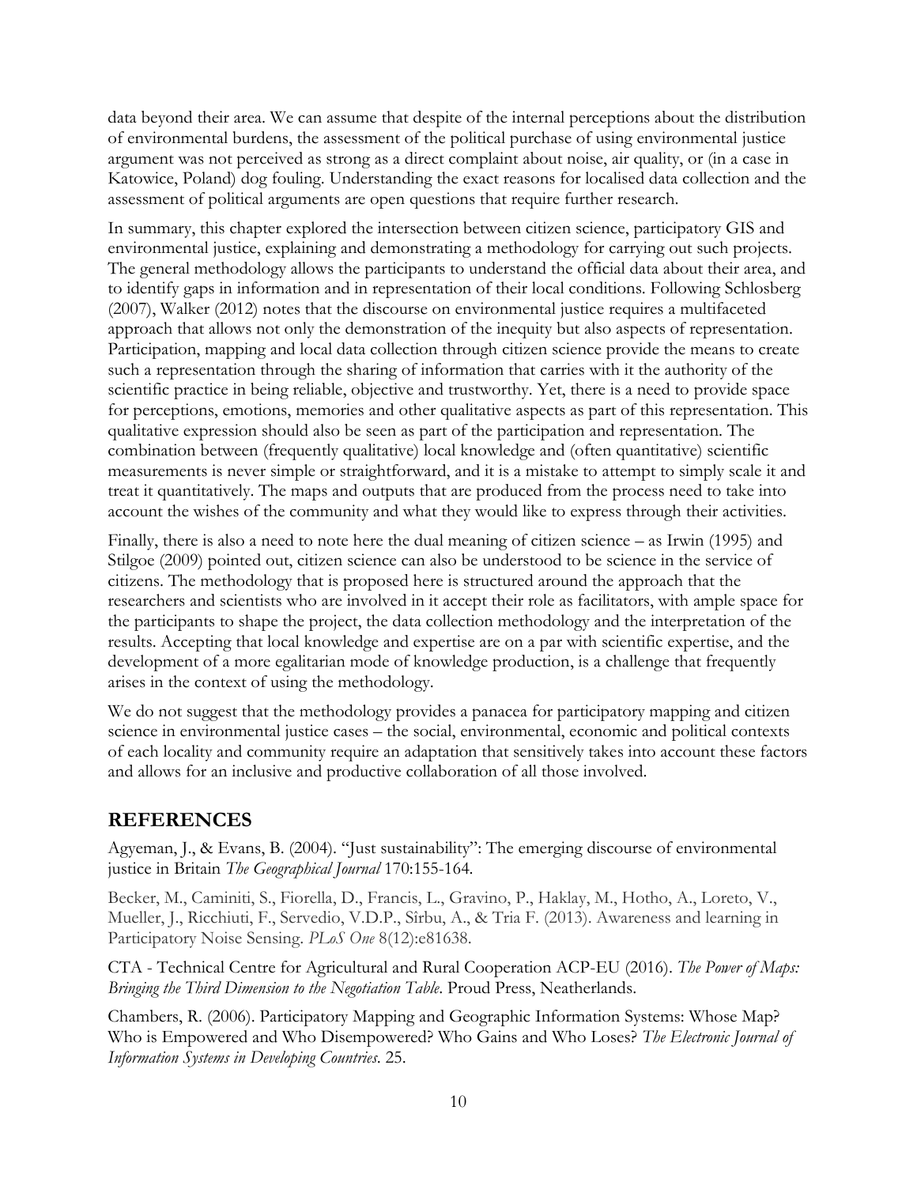data beyond their area. We can assume that despite of the internal perceptions about the distribution of environmental burdens, the assessment of the political purchase of using environmental justice argument was not perceived as strong as a direct complaint about noise, air quality, or (in a case in Katowice, Poland) dog fouling. Understanding the exact reasons for localised data collection and the assessment of political arguments are open questions that require further research.

In summary, this chapter explored the intersection between citizen science, participatory GIS and environmental justice, explaining and demonstrating a methodology for carrying out such projects. The general methodology allows the participants to understand the official data about their area, and to identify gaps in information and in representation of their local conditions. Following Schlosberg (2007), Walker (2012) notes that the discourse on environmental justice requires a multifaceted approach that allows not only the demonstration of the inequity but also aspects of representation. Participation, mapping and local data collection through citizen science provide the means to create such a representation through the sharing of information that carries with it the authority of the scientific practice in being reliable, objective and trustworthy. Yet, there is a need to provide space for perceptions, emotions, memories and other qualitative aspects as part of this representation. This qualitative expression should also be seen as part of the participation and representation. The combination between (frequently qualitative) local knowledge and (often quantitative) scientific measurements is never simple or straightforward, and it is a mistake to attempt to simply scale it and treat it quantitatively. The maps and outputs that are produced from the process need to take into account the wishes of the community and what they would like to express through their activities.

Finally, there is also a need to note here the dual meaning of citizen science – as Irwin (1995) and Stilgoe (2009) pointed out, citizen science can also be understood to be science in the service of citizens. The methodology that is proposed here is structured around the approach that the researchers and scientists who are involved in it accept their role as facilitators, with ample space for the participants to shape the project, the data collection methodology and the interpretation of the results. Accepting that local knowledge and expertise are on a par with scientific expertise, and the development of a more egalitarian mode of knowledge production, is a challenge that frequently arises in the context of using the methodology.

We do not suggest that the methodology provides a panacea for participatory mapping and citizen science in environmental justice cases – the social, environmental, economic and political contexts of each locality and community require an adaptation that sensitively takes into account these factors and allows for an inclusive and productive collaboration of all those involved.

## REFERENCES

Agyeman, J., & Evans, B. (2004). "Just sustainability": The emerging discourse of environmental justice in Britain *The Geographical Journal* 170:155-164.

Becker, M., Caminiti, S., Fiorella, D., Francis, L., Gravino, P., Haklay, M., Hotho, A., Loreto, V., Mueller, J., Ricchiuti, F., Servedio, V.D.P., Sîrbu, A., & Tria F. (2013). Awareness and learning in Participatory Noise Sensing. *PLoS One* 8(12):e81638.

CTA - Technical Centre for Agricultural and Rural Cooperation ACP-EU (2016). *The Power of Maps: Bringing the Third Dimension to the Negotiation Table*. Proud Press, Neatherlands.

Chambers, R. (2006). Participatory Mapping and Geographic Information Systems: Whose Map? Who is Empowered and Who Disempowered? Who Gains and Who Loses? *The Electronic Journal of Information Systems in Developing Countries*. 25.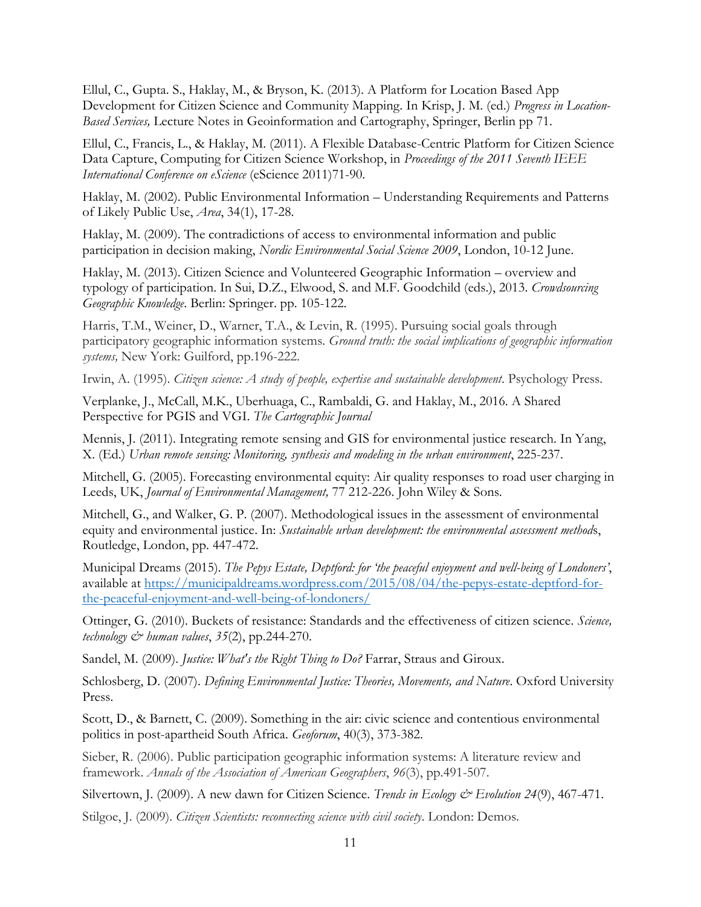Ellul, C., Gupta. S., Haklay, M., & Bryson, K. (2013). A Platform for Location Based App Development for Citizen Science and Community Mapping. In Krisp, J. M. (ed.) *Progress in Location-Based Services,* Lecture Notes in Geoinformation and Cartography, Springer, Berlin pp 71.

Ellul, C., Francis, L., & Haklay, M. (2011). A Flexible Database-Centric Platform for Citizen Science Data Capture, Computing for Citizen Science Workshop, in *Proceedings of the 2011 Seventh IEEE International Conference on eScience* (eScience 2011)71-90.

Haklay, M. (2002). Public Environmental Information – Understanding Requirements and Patterns of Likely Public Use, *Area*, 34(1), 17-28.

Haklay, M. (2009). The contradictions of access to environmental information and public participation in decision making, *Nordic Environmental Social Science 2009*, London, 10-12 June.

Haklay, M. (2013). Citizen Science and Volunteered Geographic Information – overview and typology of participation. In Sui, D.Z., Elwood, S. and M.F. Goodchild (eds.), 2013. *Crowdsourcing Geographic Knowledge*. Berlin: Springer. pp. 105-122.

Harris, T.M., Weiner, D., Warner, T.A., & Levin, R. (1995). Pursuing social goals through participatory geographic information systems. *Ground truth: the social implications of geographic information systems,* New York: Guilford, pp.196-222.

Irwin, A. (1995). *Citizen science: A study of people, expertise and sustainable development*. Psychology Press.

Verplanke, J., McCall, M.K., Uberhuaga, C., Rambaldi, G. and Haklay, M., 2016. A Shared Perspective for PGIS and VGI. *The Cartographic Journal*

Mennis, J. (2011). Integrating remote sensing and GIS for environmental justice research. In Yang, X. (Ed.) *Urban remote sensing: Monitoring, synthesis and modeling in the urban environment*, 225-237.

Mitchell, G. (2005). Forecasting environmental equity: Air quality responses to road user charging in Leeds, UK, *Journal of Environmental Management,* 77 212-226. John Wiley & Sons.

Mitchell, G., and Walker, G. P. (2007). Methodological issues in the assessment of environmental equity and environmental justice. In: *Sustainable urban development: the environmental assessment methods*, Routledge, London, pp. 447-472.

Municipal Dreams (2015). *The Pepys Estate, Deptford: for 'the peaceful enjoyment and well-being of Londoners'*, available at [https://municipaldreams.wordpress.com/2015/08/04/the-pepys-estate-deptford-for-the-peaceful-enjoyment-and-well-being-of-londoners/](https://municipaldreams.wordpress.com/2015/08/04/the-pepys-estate-deptford-for-the-peaceful-enjoyment-and-well-being-of-londoners/)

Ottinger, G. (2010). Buckets of resistance: Standards and the effectiveness of citizen science. *Science, technology & human values*, *35*(2), pp.244-270.

Sandel, M. (2009). *Justice: What's the Right Thing to Do?* Farrar, Straus and Giroux.

Schlosberg, D. (2007). *Defining Environmental Justice: Theories, Movements, and Nature*. Oxford University Press.

Scott, D., & Barnett, C. (2009). Something in the air: civic science and contentious environmental politics in post-apartheid South Africa. *Geoforum*, 40(3), 373-382.

Sieber, R. (2006). Public participation geographic information systems: A literature review and framework. *Annals of the Association of American Geographers*, *96*(3), pp.491-507.

Silvertown, J. (2009). A new dawn for Citizen Science. *Trends in Ecology & Evolution 24*(9), 467-471.

Stilgoe, J. (2009). *Citizen Scientists: reconnecting science with civil society*. London: Demos.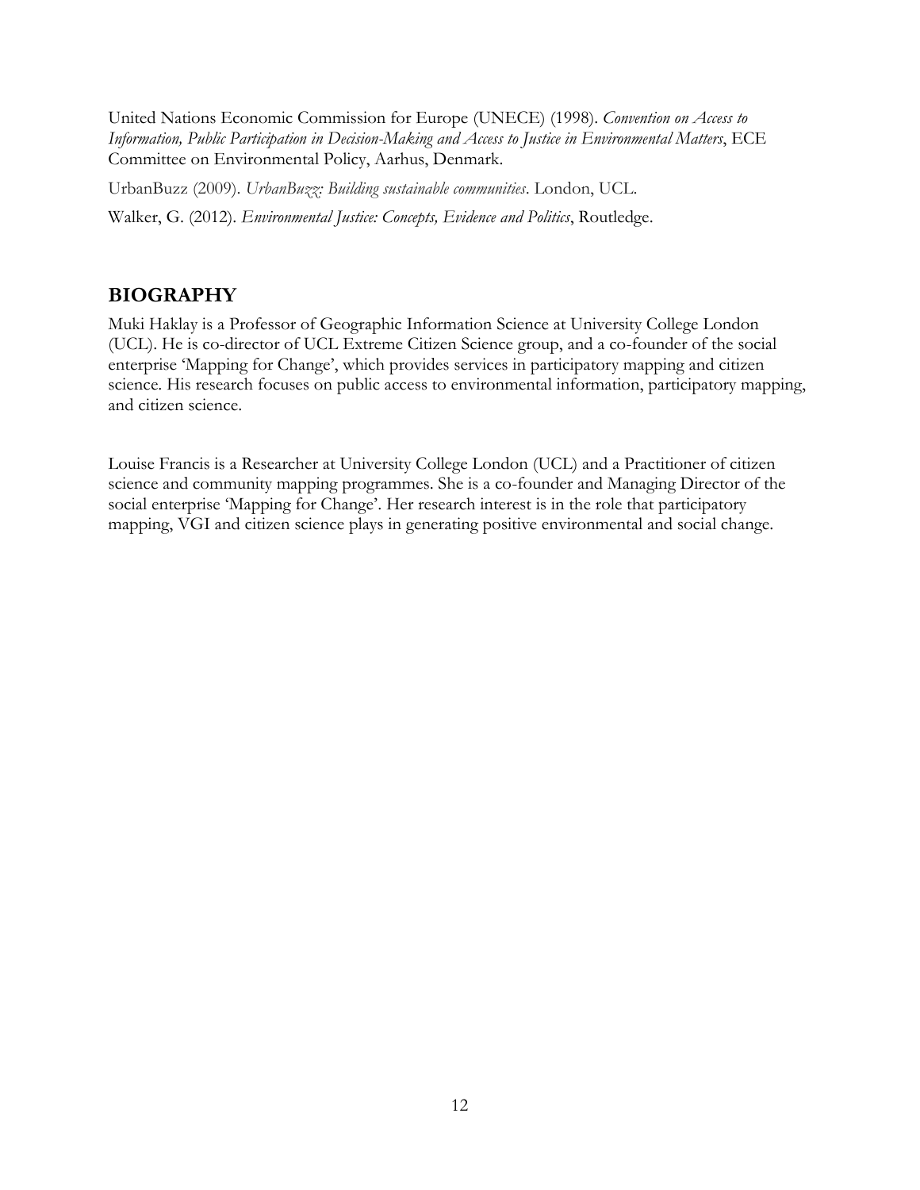United Nations Economic Commission for Europe (UNECE) (1998). *Convention on Access to Information, Public Participation in Decision-Making and Access to Justice in Environmental Matters*, ECE Committee on Environmental Policy, Aarhus, Denmark.

UrbanBuzz (2009). *UrbanBuzz: Building sustainable communities*. London, UCL.

Walker, G. (2012). *Environmental Justice: Concepts, Evidence and Politics*, Routledge.

## BIOGRAPHY

Muki Haklay is a Professor of Geographic Information Science at University College London (UCL). He is co-director of UCL Extreme Citizen Science group, and a co-founder of the social enterprise 'Mapping for Change', which provides services in participatory mapping and citizen science. His research focuses on public access to environmental information, participatory mapping, and citizen science.

Louise Francis is a Researcher at University College London (UCL) and a Practitioner of citizen science and community mapping programmes. She is a co-founder and Managing Director of the social enterprise 'Mapping for Change'. Her research interest is in the role that participatory mapping, VGI and citizen science plays in generating positive environmental and social change.